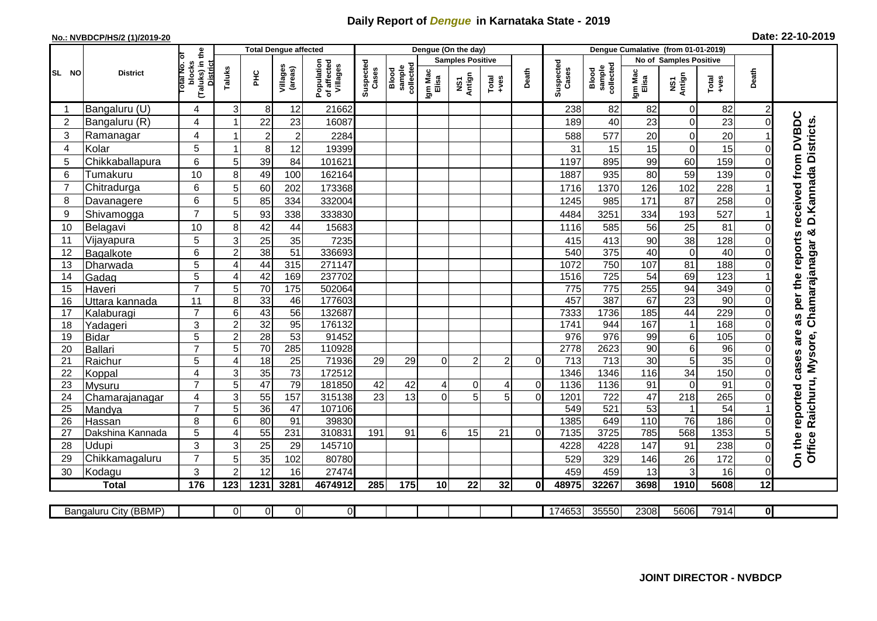# Daily Report of *Dengue* in Karnataka State - 2019

**No.: NVBDCP/HS/2 (1)/2019-20**

**Date: 22-10-2019**

| SL NO | District | Total No. of blocks (Taluks) in the District | Total Dengue affected | | | | Dengue (On the day) | | | | | | | Dengue Cumalative (from 01-01-2019) | | | | | | | |
|---|---|---|---|---|---|---|---|---|---|---|---|---|---|---|---|---|---|---|---|---|
| | | | Taluks | PHC | Villages (areas) | Population of affected Villages | Suspected Cases | Blood sample collected | Samples Positive | | | Death | Suspected Cases | Blood sample collected | No of Samples Positive | | | Death | |
| | | | | | | | | | Igm Mac Elisa | NS1 Antign | Total +ves | | | | Igm Mac Elisa | NS1 Antign | Total +ves | | |
| 1 | Bangaluru (U) | 4 | 3 | 8 | 12 | 21662 | | | | | | | 238 | 82 | 82 | 0 | 82 | 2 | On the reported cases are as per the reports received from DVBDC Office Raichuru, Mysore, Chamarajanagar & D.Kannada Districts. |
| 2 | Bangaluru (R) | 4 | 1 | 22 | 23 | 16087 | | | | | | | 189 | 40 | 23 | 0 | 23 | 0 | |
| 3 | Ramanagar | 4 | 1 | 2 | 2 | 2284 | | | | | | | 588 | 577 | 20 | 0 | 20 | 1 | |
| 4 | Kolar | 5 | 1 | 8 | 12 | 19399 | | | | | | | 31 | 15 | 15 | 0 | 15 | 0 | |
| 5 | Chikkaballapura | 6 | 5 | 39 | 84 | 101621 | | | | | | | 1197 | 895 | 99 | 60 | 159 | 0 | |
| 6 | Tumakuru | 10 | 8 | 49 | 100 | 162164 | | | | | | | 1887 | 935 | 80 | 59 | 139 | 0 | |
| 7 | Chitradurga | 6 | 5 | 60 | 202 | 173368 | | | | | | | 1716 | 1370 | 126 | 102 | 228 | 1 | |
| 8 | Davanagere | 6 | 5 | 85 | 334 | 332004 | | | | | | | 1245 | 985 | 171 | 87 | 258 | 0 | |
| 9 | Shivamogga | 7 | 5 | 93 | 338 | 333830 | | | | | | | 4484 | 3251 | 334 | 193 | 527 | 1 | |
| 10 | Belagavi | 10 | 8 | 42 | 44 | 15683 | | | | | | | 1116 | 585 | 56 | 25 | 81 | 0 | |
| 11 | Vijayapura | 5 | 3 | 25 | 35 | 7235 | | | | | | | 415 | 413 | 90 | 38 | 128 | 0 | |
| 12 | Bagalkote | 6 | 2 | 38 | 51 | 336693 | | | | | | | 540 | 375 | 40 | 0 | 40 | 0 | |
| 13 | Dharwada | 5 | 4 | 44 | 315 | 271147 | | | | | | | 1072 | 750 | 107 | 81 | 188 | 0 | |
| 14 | Gadag | 5 | 4 | 42 | 169 | 237702 | | | | | | | 1516 | 725 | 54 | 69 | 123 | 1 | |
| 15 | Haveri | 7 | 5 | 70 | 175 | 502064 | | | | | | | 775 | 775 | 255 | 94 | 349 | 0 | |
| 16 | Uttara kannada | 11 | 8 | 33 | 46 | 177603 | | | | | | | 457 | 387 | 67 | 23 | 90 | 0 | |
| 17 | Kalaburagi | 7 | 6 | 43 | 56 | 132687 | | | | | | | 7333 | 1736 | 185 | 44 | 229 | 0 | |
| 18 | Yadageri | 3 | 2 | 32 | 95 | 176132 | | | | | | | 1741 | 944 | 167 | 1 | 168 | 0 | |
| 19 | Bidar | 5 | 2 | 28 | 53 | 91452 | | | | | | | 976 | 976 | 99 | 6 | 105 | 0 | |
| 20 | Ballari | 7 | 5 | 70 | 285 | 110928 | | | | | | | 2778 | 2623 | 90 | 6 | 96 | 0 | |
| 21 | Raichur | 5 | 4 | 18 | 25 | 71936 | 29 | 29 | 0 | 2 | 2 | 0 | 713 | 713 | 30 | 5 | 35 | 0 | |
| 22 | Koppal | 4 | 3 | 35 | 73 | 172512 | | | | | | | 1346 | 1346 | 116 | 34 | 150 | 0 | |
| 23 | Mysuru | 7 | 5 | 47 | 79 | 181850 | 42 | 42 | 4 | 0 | 4 | 0 | 1136 | 1136 | 91 | 0 | 91 | 0 | |
| 24 | Chamarajanagar | 4 | 3 | 55 | 157 | 315138 | 23 | 13 | 0 | 5 | 5 | 0 | 1201 | 722 | 47 | 218 | 265 | 0 | |
| 25 | Mandya | 7 | 5 | 36 | 47 | 107106 | | | | | | | 549 | 521 | 53 | 1 | 54 | 1 | |
| 26 | Hassan | 8 | 6 | 80 | 91 | 39830 | | | | | | | 1385 | 649 | 110 | 76 | 186 | 0 | |
| 27 | Dakshina Kannada | 5 | 4 | 55 | 231 | 310831 | 191 | 91 | 6 | 15 | 21 | 0 | 7135 | 3725 | 785 | 568 | 1353 | 5 | |
| 28 | Udupi | 3 | 3 | 25 | 29 | 145710 | | | | | | | 4228 | 4228 | 147 | 91 | 238 | 0 | |
| 29 | Chikkamagaluru | 7 | 5 | 35 | 102 | 80780 | | | | | | | 529 | 329 | 146 | 26 | 172 | 0 | |
| 30 | Kodagu | 3 | 2 | 12 | 16 | 27474 | | | | | | | 459 | 459 | 13 | 3 | 16 | 0 | |
| **Total** | | **176** | **123** | **1231** | **3281** | **4674912** | **285** | **175** | **10** | **22** | **32** | **0** | **48975** | **32267** | **3698** | **1910** | **5608** | **12** | |

| Bangaluru City (BBMP) | | 0 | 0 | 0 | 0 | | | | | | | 174653 | 35550 | 2308 | 5606 | 7914 | 0 |
|---|---|---|---|---|---|---|---|---|---|---|---|---|---|---|---|---|---|

**JOINT DIRECTOR - NVBDCP**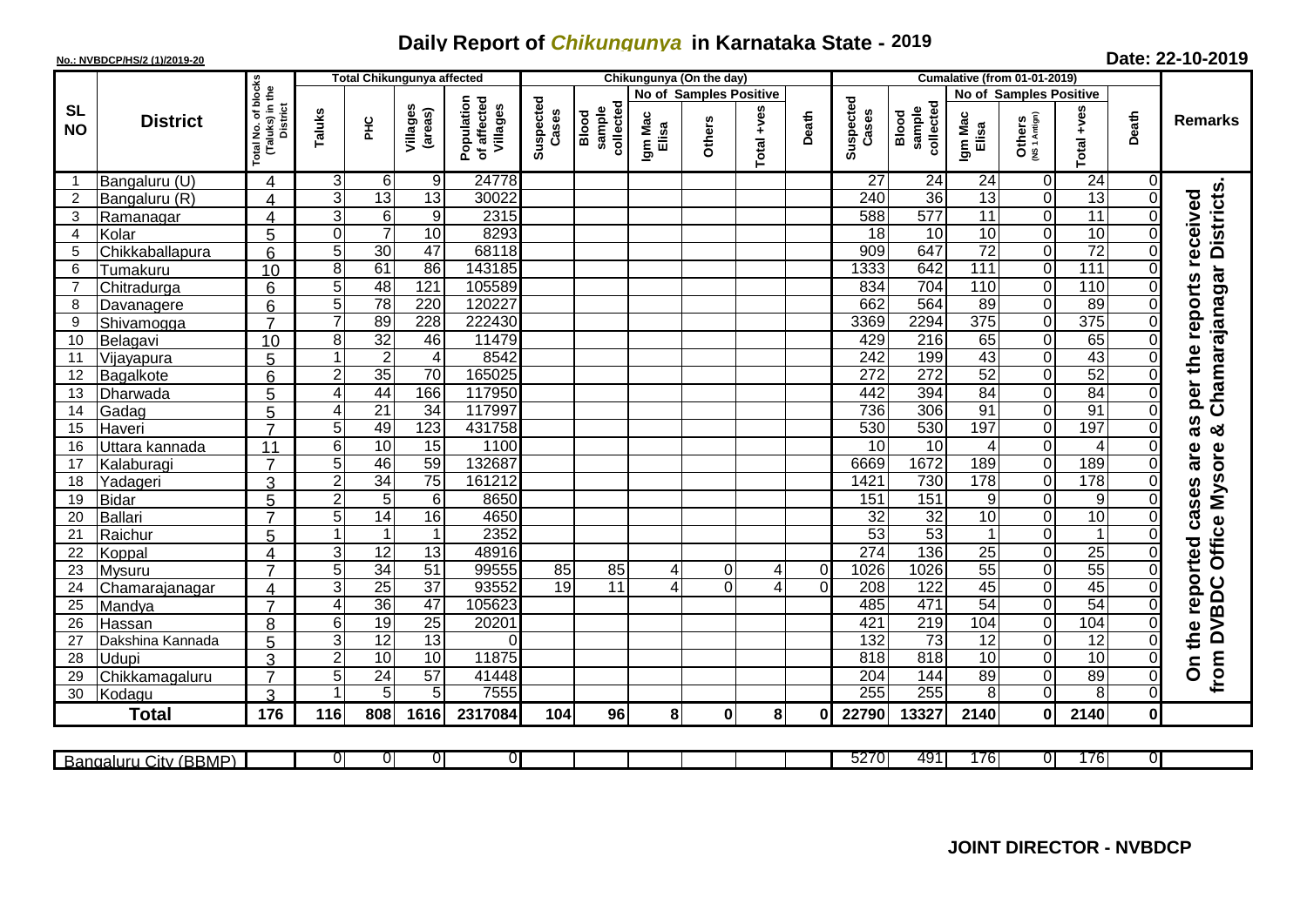# Daily Report of *Chikungunya* in Karnataka State - 2019

**No.: NVBDCP/HS/2 (1)/2019-20**

**Date: 22-10-2019**

| SL NO | District | Total No. of blocks (Taluks) in the District | Total Chikungunya affected | | | | Chikungunya (On the day) | | | | | | | Cumalative (from 01-01-2019) | | | | | | | Remarks |
|---|---|---|---|---|---|---|---|---|---|---|---|---|---|---|---|---|---|---|---|---|---|
| | | | Taluks | PHC | Villages (areas) | Population of affected Villages | Suspected Cases | Blood sample collected | No of Samples Positive | | | Death | Suspected Cases | Blood sample collected | No of Samples Positive | | | Death | |
| | | | | | | | | | Igm Mac Elisa | Others | Total +ves | | | | Igm Mac Elisa | Others (NS1 Antign) | Total +ves | | |
| 1 | Bangaluru (U) | 4 | 3 | 6 | 9 | 24778 | | | | | | | 27 | 24 | 24 | 0 | 24 | 0 | On the reported cases are as per the reports received from DVBDC Office Mysore & Chamarajanagar Districts. |
| 2 | Bangaluru (R) | 4 | 3 | 13 | 13 | 30022 | | | | | | | 240 | 36 | 13 | 0 | 13 | 0 | |
| 3 | Ramanagar | 4 | 3 | 6 | 9 | 2315 | | | | | | | 588 | 577 | 11 | 0 | 11 | 0 | |
| 4 | Kolar | 5 | 0 | 7 | 10 | 8293 | | | | | | | 18 | 10 | 10 | 0 | 10 | 0 | |
| 5 | Chikkaballapura | 6 | 5 | 30 | 47 | 68118 | | | | | | | 909 | 647 | 72 | 0 | 72 | 0 | |
| 6 | Tumakuru | 10 | 8 | 61 | 86 | 143185 | | | | | | | 1333 | 642 | 111 | 0 | 111 | 0 | |
| 7 | Chitradurga | 6 | 5 | 48 | 121 | 105589 | | | | | | | 834 | 704 | 110 | 0 | 110 | 0 | |
| 8 | Davanagere | 6 | 5 | 78 | 220 | 120227 | | | | | | | 662 | 564 | 89 | 0 | 89 | 0 | |
| 9 | Shivamogga | 7 | 7 | 89 | 228 | 222430 | | | | | | | 3369 | 2294 | 375 | 0 | 375 | 0 | |
| 10 | Belagavi | 10 | 8 | 32 | 46 | 11479 | | | | | | | 429 | 216 | 65 | 0 | 65 | 0 | |
| 11 | Vijayapura | 5 | 1 | 2 | 4 | 8542 | | | | | | | 242 | 199 | 43 | 0 | 43 | 0 | |
| 12 | Bagalkote | 6 | 2 | 35 | 70 | 165025 | | | | | | | 272 | 272 | 52 | 0 | 52 | 0 | |
| 13 | Dharwada | 5 | 4 | 44 | 166 | 117950 | | | | | | | 442 | 394 | 84 | 0 | 84 | 0 | |
| 14 | Gadag | 5 | 4 | 21 | 34 | 117997 | | | | | | | 736 | 306 | 91 | 0 | 91 | 0 | |
| 15 | Haveri | 7 | 5 | 49 | 123 | 431758 | | | | | | | 530 | 530 | 197 | 0 | 197 | 0 | |
| 16 | Uttara kannada | 11 | 6 | 10 | 15 | 1100 | | | | | | | 10 | 10 | 4 | 0 | 4 | 0 | |
| 17 | Kalaburagi | 7 | 5 | 46 | 59 | 132687 | | | | | | | 6669 | 1672 | 189 | 0 | 189 | 0 | |
| 18 | Yadageri | 3 | 2 | 34 | 75 | 161212 | | | | | | | 1421 | 730 | 178 | 0 | 178 | 0 | |
| 19 | Bidar | 5 | 2 | 5 | 6 | 8650 | | | | | | | 151 | 151 | 9 | 0 | 9 | 0 | |
| 20 | Ballari | 7 | 5 | 14 | 16 | 4650 | | | | | | | 32 | 32 | 10 | 0 | 10 | 0 | |
| 21 | Raichur | 5 | 1 | 1 | 1 | 2352 | | | | | | | 53 | 53 | 1 | 0 | 1 | 0 | |
| 22 | Koppal | 4 | 3 | 12 | 13 | 48916 | | | | | | | 274 | 136 | 25 | 0 | 25 | 0 | |
| 23 | Mysuru | 7 | 5 | 34 | 51 | 99555 | 85 | 85 | 4 | 0 | 4 | 0 | 1026 | 1026 | 55 | 0 | 55 | 0 | |
| 24 | Chamarajanagar | 4 | 3 | 25 | 37 | 93552 | 19 | 11 | 4 | 0 | 4 | 0 | 208 | 122 | 45 | 0 | 45 | 0 | |
| 25 | Mandya | 7 | 4 | 36 | 47 | 105623 | | | | | | | 485 | 471 | 54 | 0 | 54 | 0 | |
| 26 | Hassan | 8 | 6 | 19 | 25 | 20201 | | | | | | | 421 | 219 | 104 | 0 | 104 | 0 | |
| 27 | Dakshina Kannada | 5 | 3 | 12 | 13 | 0 | | | | | | | 132 | 73 | 12 | 0 | 12 | 0 | |
| 28 | Udupi | 3 | 2 | 10 | 10 | 11875 | | | | | | | 818 | 818 | 10 | 0 | 10 | 0 | |
| 29 | Chikkamagaluru | 7 | 5 | 24 | 57 | 41448 | | | | | | | 204 | 144 | 89 | 0 | 89 | 0 | |
| 30 | Kodagu | 3 | 1 | 5 | 5 | 7555 | | | | | | | 255 | 255 | 8 | 0 | 8 | 0 | |
| | **Total** | **176** | **116** | **808** | **1616** | **2317084** | **104** | **96** | **8** | **0** | **8** | **0** | **22790** | **13327** | **2140** | **0** | **2140** | **0** | |

| | | | | | | | | | | | | | | | | | | | |
|---|---|---|---|---|---|---|---|---|---|---|---|---|---|---|---|---|---|---|---|
| Bangaluru City (BBMP) | | 0 | 0 | 0 | 0 | | | | | | | 5270 | 491 | 176 | 0 | 176 | 0 | |

**JOINT DIRECTOR - NVBDCP**